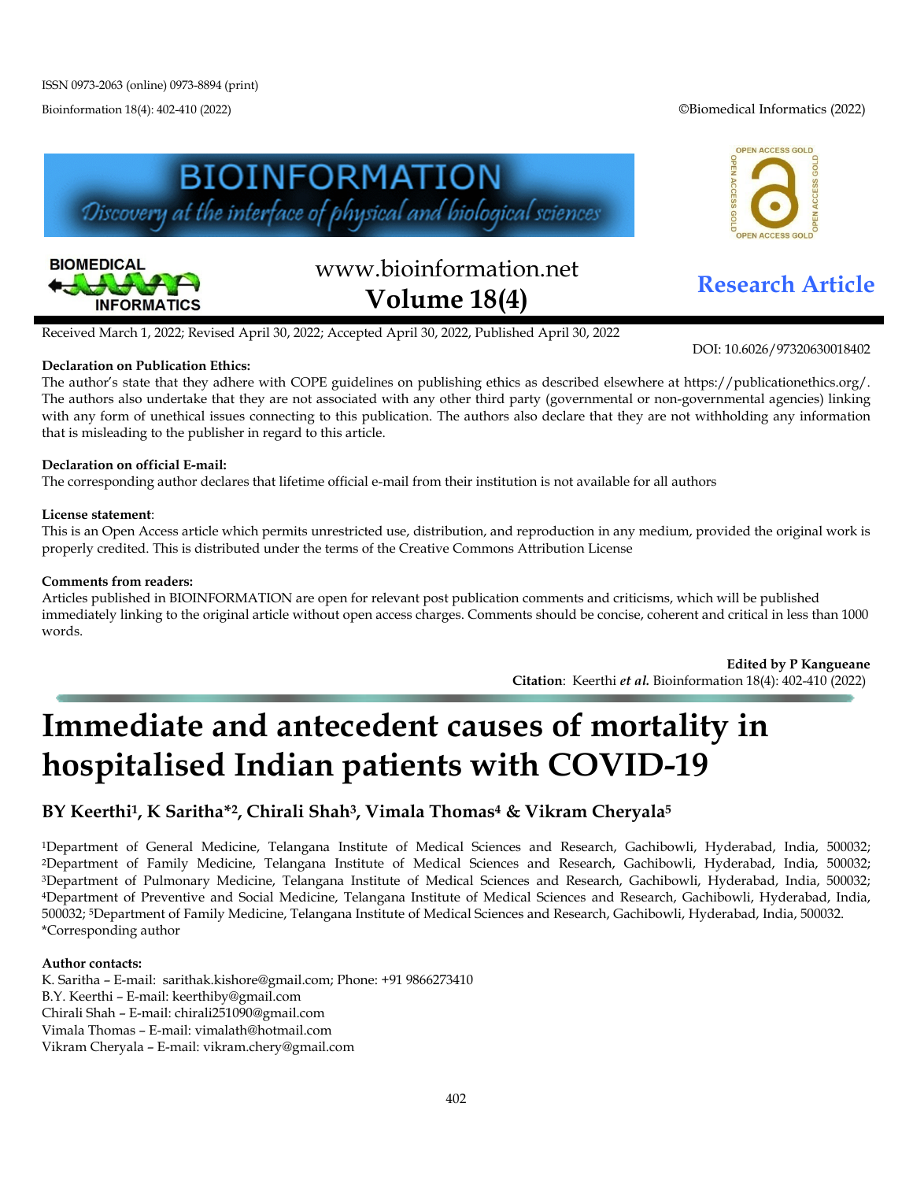ISSN 0973-2063 (online) 0973-8894 (print)

Bioinformation 18(4): 402-410 (2022)

©Biomedical Informatics (2022)

BIOINFORMATION

Discovery at the interface of physical and biological sciences

www.bioinformation.net

Volume 18(4)

**Research Article**

Received March 1, 2022; Revised April 30, 2022; Accepted April 30, 2022, Published April 30, 2022

DOI: 10.6026/97320630018402

**Declaration on Publication Ethics:**
The author's state that they adhere with COPE guidelines on publishing ethics as described elsewhere at https://publicationethics.org/. The authors also undertake that they are not associated with any other third party (governmental or non-governmental agencies) linking with any form of unethical issues connecting to this publication. The authors also declare that they are not withholding any information that is misleading to the publisher in regard to this article.

**Declaration on official E-mail:**
The corresponding author declares that lifetime official e-mail from their institution is not available for all authors

**License statement**:
This is an Open Access article which permits unrestricted use, distribution, and reproduction in any medium, provided the original work is properly credited. This is distributed under the terms of the Creative Commons Attribution License

**Comments from readers:**
Articles published in BIOINFORMATION are open for relevant post publication comments and criticisms, which will be published immediately linking to the original article without open access charges. Comments should be concise, coherent and critical in less than 1000 words.

**Edited by P Kangueane**
**Citation**: Keerthi ***et al.*** Bioinformation 18(4): 402-410 (2022)

# Immediate and antecedent causes of mortality in hospitalised Indian patients with COVID-19

**BY Keerthi[1], K Saritha*[2], Chirali Shah[3], Vimala Thomas[4] & Vikram Cheryala[5]**

[1]Department of General Medicine, Telangana Institute of Medical Sciences and Research, Gachibowli, Hyderabad, India, 500032; [2]Department of Family Medicine, Telangana Institute of Medical Sciences and Research, Gachibowli, Hyderabad, India, 500032; [3]Department of Pulmonary Medicine, Telangana Institute of Medical Sciences and Research, Gachibowli, Hyderabad, India, 500032; [4]Department of Preventive and Social Medicine, Telangana Institute of Medical Sciences and Research, Gachibowli, Hyderabad, India, 500032; [5]Department of Family Medicine, Telangana Institute of Medical Sciences and Research, Gachibowli, Hyderabad, India, 500032. *Corresponding author

**Author contacts:**
K. Saritha – E-mail: sarithak.kishore@gmail.com; Phone: +91 9866273410
B.Y. Keerthi – E-mail: keerthiby@gmail.com
Chirali Shah – E-mail: chirali251090@gmail.com
Vimala Thomas – E-mail: vimalath@hotmail.com
Vikram Cheryala – E-mail: vikram.chery@gmail.com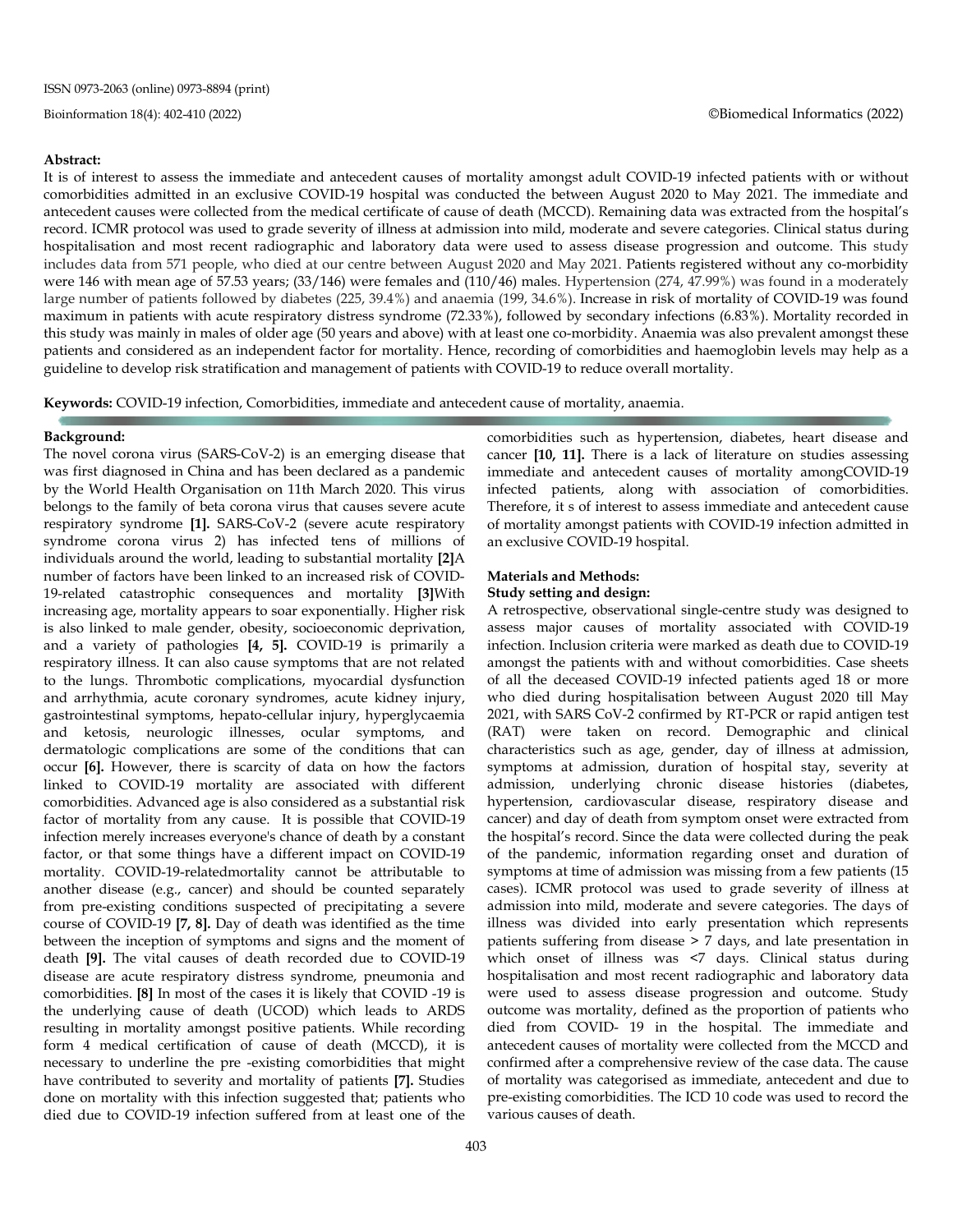**Abstract:**

It is of interest to assess the immediate and antecedent causes of mortality amongst adult COVID-19 infected patients with or without comorbidities admitted in an exclusive COVID-19 hospital was conducted the between August 2020 to May 2021. The immediate and antecedent causes were collected from the medical certificate of cause of death (MCCD). Remaining data was extracted from the hospital's record. ICMR protocol was used to grade severity of illness at admission into mild, moderate and severe categories. Clinical status during hospitalisation and most recent radiographic and laboratory data were used to assess disease progression and outcome. This study includes data from 571 people, who died at our centre between August 2020 and May 2021. Patients registered without any co-morbidity were 146 with mean age of 57.53 years; (33/146) were females and (110/46) males. Hypertension (274, 47.99%) was found in a moderately large number of patients followed by diabetes (225, 39.4%) and anaemia (199, 34.6%). Increase in risk of mortality of COVID-19 was found maximum in patients with acute respiratory distress syndrome (72.33%), followed by secondary infections (6.83%). Mortality recorded in this study was mainly in males of older age (50 years and above) with at least one co-morbidity. Anaemia was also prevalent amongst these patients and considered as an independent factor for mortality. Hence, recording of comorbidities and haemoglobin levels may help as a guideline to develop risk stratification and management of patients with COVID-19 to reduce overall mortality.

**Keywords:** COVID-19 infection, Comorbidities, immediate and antecedent cause of mortality, anaemia.

## Background:

The novel corona virus (SARS-CoV-2) is an emerging disease that was first diagnosed in China and has been declared as a pandemic by the World Health Organisation on 11th March 2020. This virus belongs to the family of beta corona virus that causes severe acute respiratory syndrome **[1].** SARS-CoV-2 (severe acute respiratory syndrome corona virus 2) has infected tens of millions of individuals around the world, leading to substantial mortality **[2]**A number of factors have been linked to an increased risk of COVID-19-related catastrophic consequences and mortality **[3]**With increasing age, mortality appears to soar exponentially. Higher risk is also linked to male gender, obesity, socioeconomic deprivation, and a variety of pathologies **[4, 5].** COVID-19 is primarily a respiratory illness. It can also cause symptoms that are not related to the lungs. Thrombotic complications, myocardial dysfunction and arrhythmia, acute coronary syndromes, acute kidney injury, gastrointestinal symptoms, hepato-cellular injury, hyperglycaemia and ketosis, neurologic illnesses, ocular symptoms, and dermatologic complications are some of the conditions that can occur **[6].** However, there is scarcity of data on how the factors linked to COVID-19 mortality are associated with different comorbidities. Advanced age is also considered as a substantial risk factor of mortality from any cause. It is possible that COVID-19 infection merely increases everyone's chance of death by a constant factor, or that some things have a different impact on COVID-19 mortality. COVID-19-relatedmortality cannot be attributable to another disease (e.g., cancer) and should be counted separately from pre-existing conditions suspected of precipitating a severe course of COVID-19 **[7, 8].** Day of death was identified as the time between the inception of symptoms and signs and the moment of death **[9].** The vital causes of death recorded due to COVID-19 disease are acute respiratory distress syndrome, pneumonia and comorbidities. **[8]** In most of the cases it is likely that COVID -19 is the underlying cause of death (UCOD) which leads to ARDS resulting in mortality amongst positive patients. While recording form 4 medical certification of cause of death (MCCD), it is necessary to underline the pre -existing comorbidities that might have contributed to severity and mortality of patients **[7].** Studies done on mortality with this infection suggested that; patients who died due to COVID-19 infection suffered from at least one of the comorbidities such as hypertension, diabetes, heart disease and cancer **[10, 11].** There is a lack of literature on studies assessing immediate and antecedent causes of mortality amongCOVID-19 infected patients, along with association of comorbidities. Therefore, it s of interest to assess immediate and antecedent cause of mortality amongst patients with COVID-19 infection admitted in an exclusive COVID-19 hospital.

## Materials and Methods:

### Study setting and design:

A retrospective, observational single-centre study was designed to assess major causes of mortality associated with COVID-19 infection. Inclusion criteria were marked as death due to COVID-19 amongst the patients with and without comorbidities. Case sheets of all the deceased COVID-19 infected patients aged 18 or more who died during hospitalisation between August 2020 till May 2021, with SARS CoV-2 confirmed by RT-PCR or rapid antigen test (RAT) were taken on record. Demographic and clinical characteristics such as age, gender, day of illness at admission, symptoms at admission, duration of hospital stay, severity at admission, underlying chronic disease histories (diabetes, hypertension, cardiovascular disease, respiratory disease and cancer) and day of death from symptom onset were extracted from the hospital's record. Since the data were collected during the peak of the pandemic, information regarding onset and duration of symptoms at time of admission was missing from a few patients (15 cases). ICMR protocol was used to grade severity of illness at admission into mild, moderate and severe categories. The days of illness was divided into early presentation which represents patients suffering from disease > 7 days, and late presentation in which onset of illness was <7 days. Clinical status during hospitalisation and most recent radiographic and laboratory data were used to assess disease progression and outcome. Study outcome was mortality, defined as the proportion of patients who died from COVID- 19 in the hospital. The immediate and antecedent causes of mortality were collected from the MCCD and confirmed after a comprehensive review of the case data. The cause of mortality was categorised as immediate, antecedent and due to pre-existing comorbidities. The ICD 10 code was used to record the various causes of death.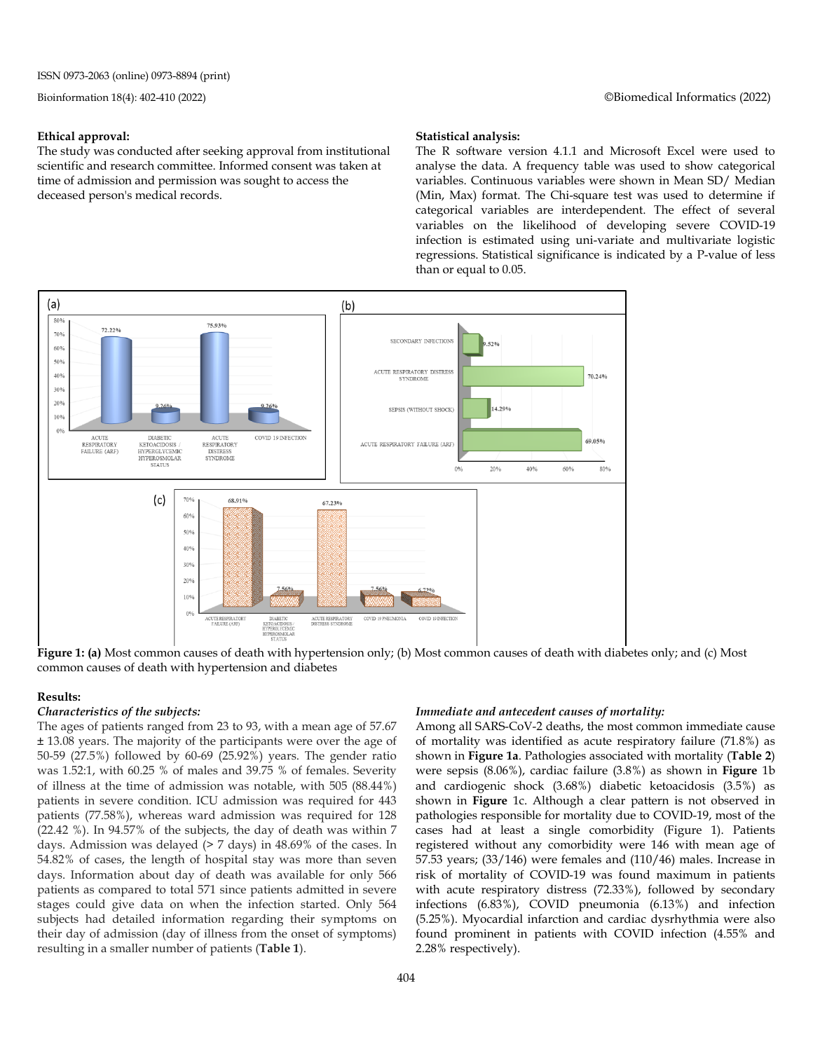### Ethical approval:

The study was conducted after seeking approval from institutional scientific and research committee. Informed consent was taken at time of admission and permission was sought to access the deceased person's medical records.

### Statistical analysis:

The R software version 4.1.1 and Microsoft Excel were used to analyse the data. A frequency table was used to show categorical variables. Continuous variables were shown in Mean SD/ Median (Min, Max) format. The Chi-square test was used to determine if categorical variables are interdependent. The effect of several variables on the likelihood of developing severe COVID-19 infection is estimated using uni-variate and multivariate logistic regressions. Statistical significance is indicated by a P-value of less than or equal to 0.05.

**Figure 1: (a)** Most common causes of death with hypertension only; (b) Most common causes of death with diabetes only; and (c) Most common causes of death with hypertension and diabetes

### Results:

#### *Characteristics of the subjects:*

The ages of patients ranged from 23 to 93, with a mean age of 57.67 ± 13.08 years. The majority of the participants were over the age of 50-59 (27.5%) followed by 60-69 (25.92%) years. The gender ratio was 1.52:1, with 60.25 % of males and 39.75 % of females. Severity of illness at the time of admission was notable, with 505 (88.44%) patients in severe condition. ICU admission was required for 443 patients (77.58%), whereas ward admission was required for 128 (22.42 %). In 94.57% of the subjects, the day of death was within 7 days. Admission was delayed (> 7 days) in 48.69% of the cases. In 54.82% of cases, the length of hospital stay was more than seven days. Information about day of death was available for only 566 patients as compared to total 571 since patients admitted in severe stages could give data on when the infection started. Only 564 subjects had detailed information regarding their symptoms on their day of admission (day of illness from the onset of symptoms) resulting in a smaller number of patients (**Table 1**).

#### *Immediate and antecedent causes of mortality:*

Among all SARS-CoV-2 deaths, the most common immediate cause of mortality was identified as acute respiratory failure (71.8%) as shown in **Figure 1a**. Pathologies associated with mortality (**Table 2**) were sepsis (8.06%), cardiac failure (3.8%) as shown in **Figure** 1b and cardiogenic shock (3.68%) diabetic ketoacidosis (3.5%) as shown in **Figure** 1c. Although a clear pattern is not observed in pathologies responsible for mortality due to COVID-19, most of the cases had at least a single comorbidity (Figure 1). Patients registered without any comorbidity were 146 with mean age of 57.53 years; (33/146) were females and (110/46) males. Increase in risk of mortality of COVID-19 was found maximum in patients with acute respiratory distress (72.33%), followed by secondary infections (6.83%), COVID pneumonia (6.13%) and infection (5.25%). Myocardial infarction and cardiac dysrhythmia were also found prominent in patients with COVID infection (4.55% and 2.28% respectively).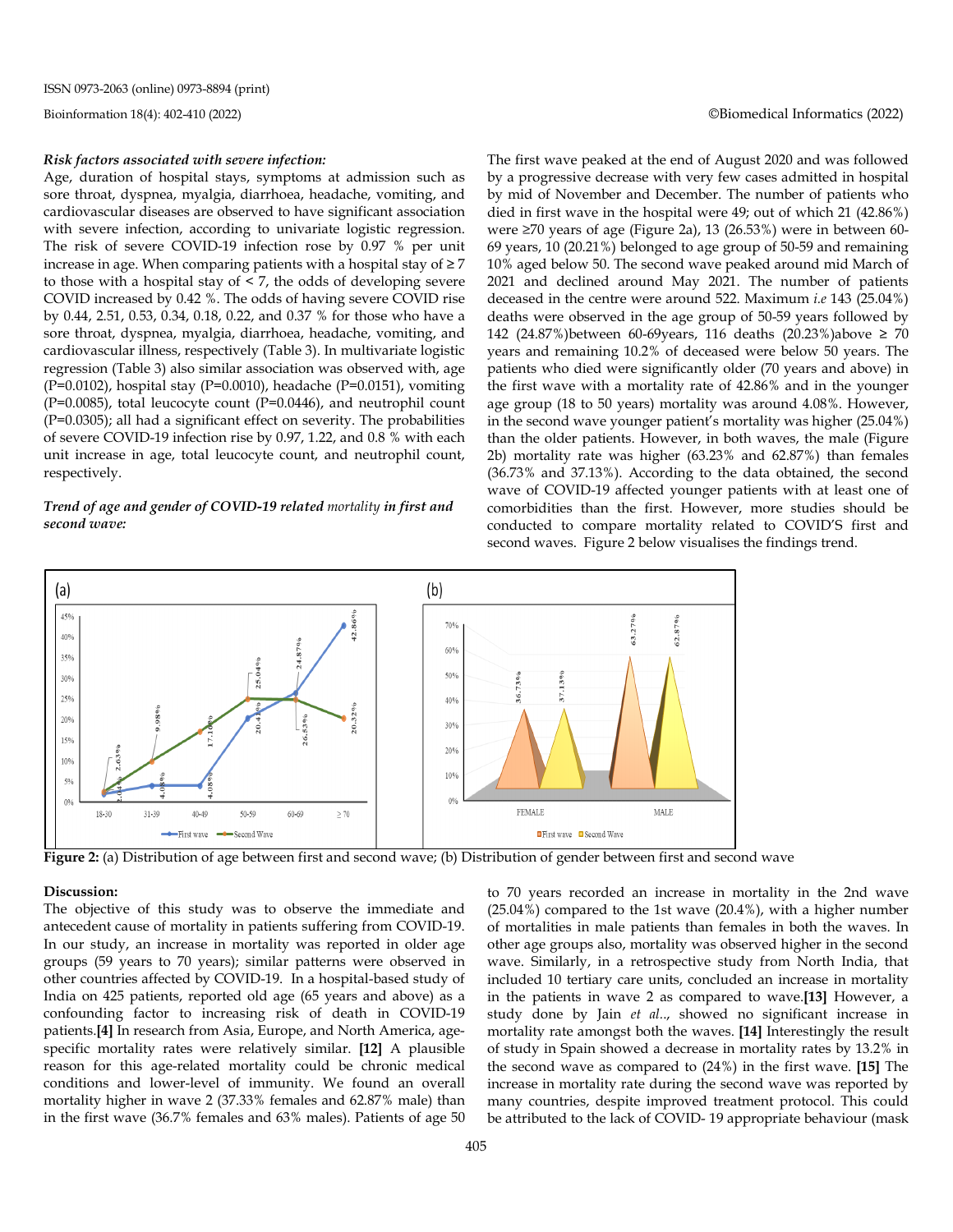***Risk factors associated with severe infection:***

Age, duration of hospital stays, symptoms at admission such as sore throat, dyspnea, myalgia, diarrhoea, headache, vomiting, and cardiovascular diseases are observed to have significant association with severe infection, according to univariate logistic regression. The risk of severe COVID-19 infection rose by 0.97 % per unit increase in age. When comparing patients with a hospital stay of ≥ 7 to those with a hospital stay of < 7, the odds of developing severe COVID increased by 0.42 %. The odds of having severe COVID rise by 0.44, 2.51, 0.53, 0.34, 0.18, 0.22, and 0.37 % for those who have a sore throat, dyspnea, myalgia, diarrhoea, headache, vomiting, and cardiovascular illness, respectively (Table 3). In multivariate logistic regression (Table 3) also similar association was observed with, age (P=0.0102), hospital stay (P=0.0010), headache (P=0.0151), vomiting (P=0.0085), total leucocyte count (P=0.0446), and neutrophil count (P=0.0305); all had a significant effect on severity. The probabilities of severe COVID-19 infection rise by 0.97, 1.22, and 0.8 % with each unit increase in age, total leucocyte count, and neutrophil count, respectively.

***Trend of age and gender of COVID-19 related mortality in first and second wave:***

The first wave peaked at the end of August 2020 and was followed by a progressive decrease with very few cases admitted in hospital by mid of November and December. The number of patients who died in first wave in the hospital were 49; out of which 21 (42.86%) were ≥70 years of age (Figure 2a), 13 (26.53%) were in between 60-69 years, 10 (20.21%) belonged to age group of 50-59 and remaining 10% aged below 50. The second wave peaked around mid March of 2021 and declined around May 2021. The number of patients deceased in the centre were around 522. Maximum *i.e* 143 (25.04%) deaths were observed in the age group of 50-59 years followed by 142 (24.87%)between 60-69years, 116 deaths (20.23%)above ≥ 70 years and remaining 10.2% of deceased were below 50 years. The patients who died were significantly older (70 years and above) in the first wave with a mortality rate of 42.86% and in the younger age group (18 to 50 years) mortality was around 4.08%. However, in the second wave younger patient's mortality was higher (25.04%) than the older patients. However, in both waves, the male (Figure 2b) mortality rate was higher (63.23% and 62.87%) than females (36.73% and 37.13%). According to the data obtained, the second wave of COVID-19 affected younger patients with at least one of comorbidities than the first. However, more studies should be conducted to compare mortality related to COVID'S first and second waves. Figure 2 below visualises the findings trend.

**Figure 2:** (a) Distribution of age between first and second wave; (b) Distribution of gender between first and second wave

## Discussion:

The objective of this study was to observe the immediate and antecedent cause of mortality in patients suffering from COVID-19. In our study, an increase in mortality was reported in older age groups (59 years to 70 years); similar patterns were observed in other countries affected by COVID-19. In a hospital-based study of India on 425 patients, reported old age (65 years and above) as a confounding factor to increasing risk of death in COVID-19 patients.**[4]** In research from Asia, Europe, and North America, age-specific mortality rates were relatively similar. **[12]** A plausible reason for this age-related mortality could be chronic medical conditions and lower-level of immunity. We found an overall mortality higher in wave 2 (37.33% females and 62.87% male) than in the first wave (36.7% females and 63% males). Patients of age 50 to 70 years recorded an increase in mortality in the 2nd wave (25.04%) compared to the 1st wave (20.4%), with a higher number of mortalities in male patients than females in both the waves. In other age groups also, mortality was observed higher in the second wave. Similarly, in a retrospective study from North India, that included 10 tertiary care units, concluded an increase in mortality in the patients in wave 2 as compared to wave.**[13]** However, a study done by Jain *et al*.., showed no significant increase in mortality rate amongst both the waves. **[14]** Interestingly the result of study in Spain showed a decrease in mortality rates by 13.2% in the second wave as compared to (24%) in the first wave. **[15]** The increase in mortality rate during the second wave was reported by many countries, despite improved treatment protocol. This could be attributed to the lack of COVID- 19 appropriate behaviour (mask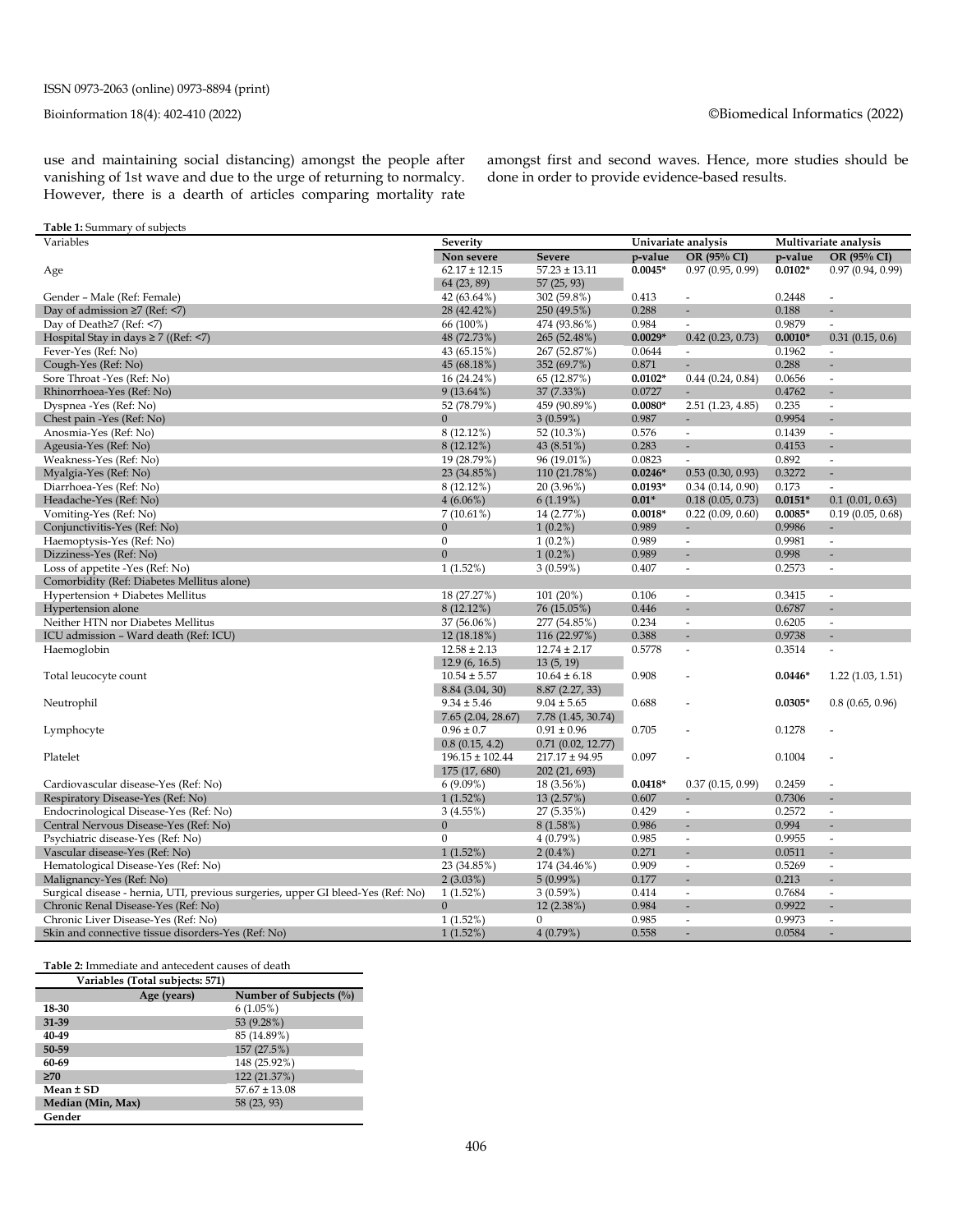use and maintaining social distancing) amongst the people after vanishing of 1st wave and due to the urge of returning to normalcy. However, there is a dearth of articles comparing mortality rate amongst first and second waves. Hence, more studies should be done in order to provide evidence-based results.

**Table 1:** Summary of subjects

| Variables | Severity | | Univariate analysis | | Multivariate analysis | |
|---|---|---|---|---|---|---|
| | **Non severe** | **Severe** | **p-value** | **OR (95% CI)** | **p-value** | **OR (95% CI)** |
| Age | 62.17 ± 12.15 | 57.23 ± 13.11 | **0.0045*** | 0.97 (0.95, 0.99) | **0.0102*** | 0.97 (0.94, 0.99) |
| | 64 (23, 89) | 57 (25, 93) | | | | |
| Gender – Male (Ref: Female) | 42 (63.64%) | 302 (59.8%) | 0.413 | - | 0.2448 | - |
| Day of admission ≥7 (Ref: <7) | 28 (42.42%) | 250 (49.5%) | 0.288 | - | 0.188 | - |
| Day of Death≥7 (Ref: <7) | 66 (100%) | 474 (93.86%) | 0.984 | - | 0.9879 | - |
| Hospital Stay in days ≥ 7 ((Ref: <7) | 48 (72.73%) | 265 (52.48%) | **0.0029*** | 0.42 (0.23, 0.73) | **0.0010*** | 0.31 (0.15, 0.6) |
| Fever-Yes (Ref: No) | 43 (65.15%) | 267 (52.87%) | 0.0644 | - | 0.1962 | - |
| Cough-Yes (Ref: No) | 45 (68.18%) | 352 (69.7%) | 0.871 | - | 0.288 | - |
| Sore Throat -Yes (Ref: No) | 16 (24.24%) | 65 (12.87%) | **0.0102*** | 0.44 (0.24, 0.84) | 0.0656 | - |
| Rhinorrhoea-Yes (Ref: No) | 9 (13.64%) | 37 (7.33%) | 0.0727 | - | 0.4762 | - |
| Dyspnea -Yes (Ref: No) | 52 (78.79%) | 459 (90.89%) | **0.0080*** | 2.51 (1.23, 4.85) | 0.235 | - |
| Chest pain -Yes (Ref: No) | 0 | 3 (0.59%) | 0.987 | - | 0.9954 | - |
| Anosmia-Yes (Ref: No) | 8 (12.12%) | 52 (10.3%) | 0.576 | - | 0.1439 | - |
| Ageusia-Yes (Ref: No) | 8 (12.12%) | 43 (8.51%) | 0.283 | - | 0.4153 | - |
| Weakness-Yes (Ref: No) | 19 (28.79%) | 96 (19.01%) | 0.0823 | - | 0.892 | - |
| Myalgia-Yes (Ref: No) | 23 (34.85%) | 110 (21.78%) | **0.0246*** | 0.53 (0.30, 0.93) | 0.3272 | - |
| Diarrhoea-Yes (Ref: No) | 8 (12.12%) | 20 (3.96%) | **0.0193*** | 0.34 (0.14, 0.90) | 0.173 | - |
| Headache-Yes (Ref: No) | 4 (6.06%) | 6 (1.19%) | **0.01*** | 0.18 (0.05, 0.73) | **0.0151*** | 0.1 (0.01, 0.63) |
| Vomiting-Yes (Ref: No) | 7 (10.61%) | 14 (2.77%) | **0.0018*** | 0.22 (0.09, 0.60) | **0.0085*** | 0.19 (0.05, 0.68) |
| Conjunctivitis-Yes (Ref: No) | 0 | 1 (0.2%) | 0.989 | - | 0.9986 | - |
| Haemoptysis-Yes (Ref: No) | 0 | 1 (0.2%) | 0.989 | - | 0.9981 | - |
| Dizziness-Yes (Ref: No) | 0 | 1 (0.2%) | 0.989 | - | 0.998 | - |
| Loss of appetite -Yes (Ref: No) | 1 (1.52%) | 3 (0.59%) | 0.407 | - | 0.2573 | - |
| Comorbidity (Ref: Diabetes Mellitus alone) | | | | | | |
| Hypertension + Diabetes Mellitus | 18 (27.27%) | 101 (20%) | 0.106 | - | 0.3415 | - |
| Hypertension alone | 8 (12.12%) | 76 (15.05%) | 0.446 | - | 0.6787 | - |
| Neither HTN nor Diabetes Mellitus | 37 (56.06%) | 277 (54.85%) | 0.234 | - | 0.6205 | - |
| ICU admission – Ward death (Ref: ICU) | 12 (18.18%) | 116 (22.97%) | 0.388 | - | 0.9738 | - |
| Haemoglobin | 12.58 ± 2.13 | 12.74 ± 2.17 | 0.5778 | - | 0.3514 | - |
| | 12.9 (6, 16.5) | 13 (5, 19) | | | | |
| Total leucocyte count | 10.54 ± 5.57 | 10.64 ± 6.18 | 0.908 | - | **0.0446*** | 1.22 (1.03, 1.51) |
| | 8.84 (3.04, 30) | 8.87 (2.27, 33) | | | | |
| Neutrophil | 9.34 ± 5.46 | 9.04 ± 5.65 | 0.688 | - | **0.0305*** | 0.8 (0.65, 0.96) |
| | 7.65 (2.04, 28.67) | 7.78 (1.45, 30.74) | | | | |
| Lymphocyte | 0.96 ± 0.7 | 0.91 ± 0.96 | 0.705 | - | 0.1278 | - |
| | 0.8 (0.15, 4.2) | 0.71 (0.02, 12.77) | | | | |
| Platelet | 196.15 ± 102.44 | 217.17 ± 94.95 | 0.097 | - | 0.1004 | - |
| | 175 (17, 680) | 202 (21, 693) | | | | |
| Cardiovascular disease-Yes (Ref: No) | 6 (9.09%) | 18 (3.56%) | **0.0418*** | 0.37 (0.15, 0.99) | 0.2459 | - |
| Respiratory Disease-Yes (Ref: No) | 1 (1.52%) | 13 (2.57%) | 0.607 | - | 0.7306 | - |
| Endocrinological Disease-Yes (Ref: No) | 3 (4.55%) | 27 (5.35%) | 0.429 | - | 0.2572 | - |
| Central Nervous Disease-Yes (Ref: No) | 0 | 8 (1.58%) | 0.986 | - | 0.994 | - |
| Psychiatric disease-Yes (Ref: No) | 0 | 4 (0.79%) | 0.985 | - | 0.9955 | - |
| Vascular disease-Yes (Ref: No) | 1 (1.52%) | 2 (0.4%) | 0.271 | - | 0.0511 | - |
| Hematological Disease-Yes (Ref: No) | 23 (34.85%) | 174 (34.46%) | 0.909 | - | 0.5269 | - |
| Malignancy-Yes (Ref: No) | 2 (3.03%) | 5 (0.99%) | 0.177 | - | 0.213 | - |
| Surgical disease - hernia, UTI, previous surgeries, upper GI bleed-Yes (Ref: No) | 1 (1.52%) | 3 (0.59%) | 0.414 | - | 0.7684 | - |
| Chronic Renal Disease-Yes (Ref: No) | 0 | 12 (2.38%) | 0.984 | - | 0.9922 | - |
| Chronic Liver Disease-Yes (Ref: No) | 1 (1.52%) | 0 | 0.985 | - | 0.9973 | - |
| Skin and connective tissue disorders-Yes (Ref: No) | 1 (1.52%) | 4 (0.79%) | 0.558 | - | 0.0584 | - |

**Table 2:** Immediate and antecedent causes of death

| Variables (Total subjects: 571) | |
|---|---|
| **Age (years)** | **Number of Subjects (%)** |
| **18-30** | 6 (1.05%) |
| **31-39** | 53 (9.28%) |
| **40-49** | 85 (14.89%) |
| **50-59** | 157 (27.5%) |
| **60-69** | 148 (25.92%) |
| **≥70** | 122 (21.37%) |
| **Mean ± SD** | 57.67 ± 13.08 |
| **Median (Min, Max)** | 58 (23, 93) |
| **Gender** | |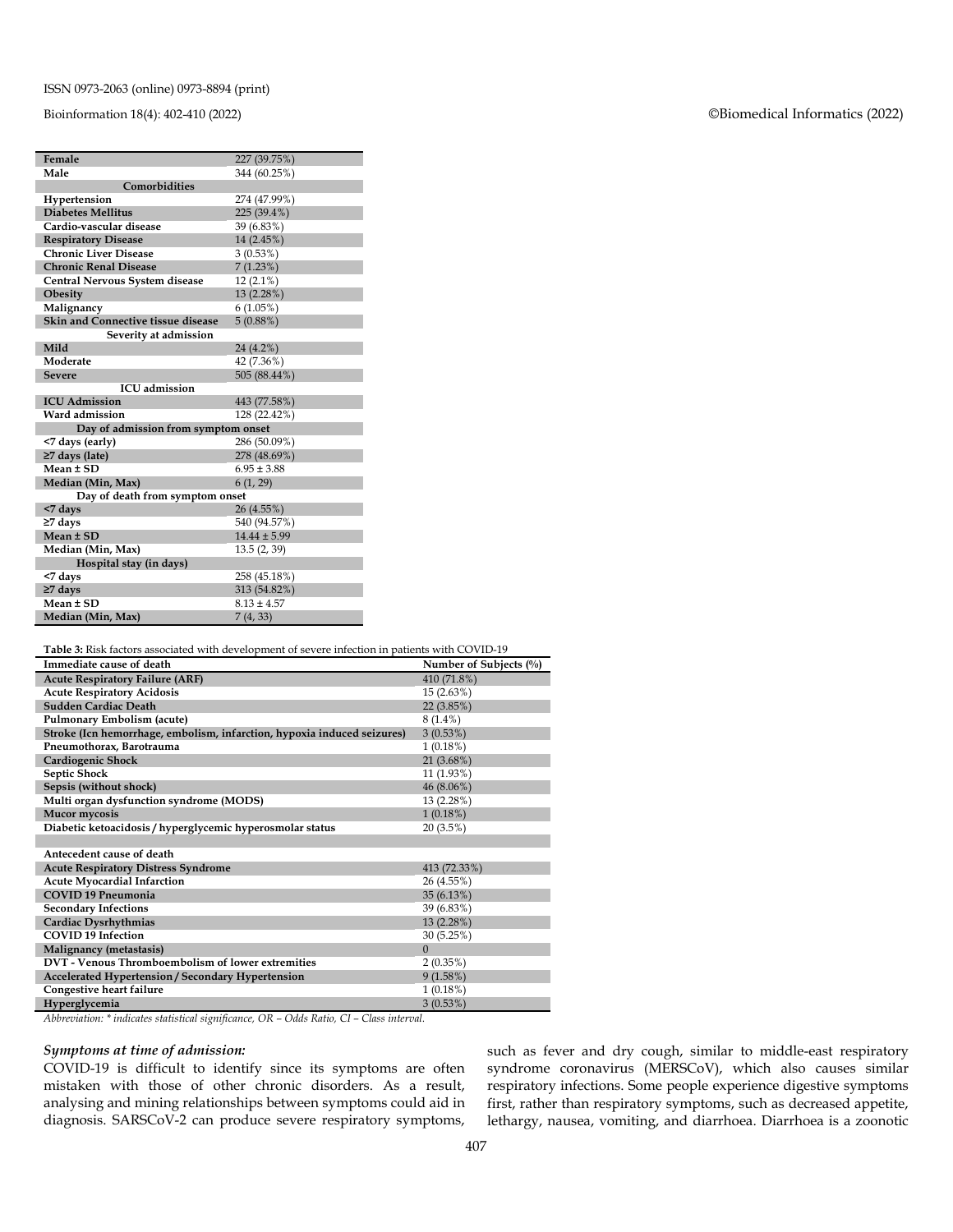| | |
|---|---|
| **Female** | 227 (39.75%) |
| **Male** | 344 (60.25%) |
| **Comorbidities** | |
| **Hypertension** | 274 (47.99%) |
| **Diabetes Mellitus** | 225 (39.4%) |
| **Cardio-vascular disease** | 39 (6.83%) |
| **Respiratory Disease** | 14 (2.45%) |
| **Chronic Liver Disease** | 3 (0.53%) |
| **Chronic Renal Disease** | 7 (1.23%) |
| **Central Nervous System disease** | 12 (2.1%) |
| **Obesity** | 13 (2.28%) |
| **Malignancy** | 6 (1.05%) |
| **Skin and Connective tissue disease** | 5 (0.88%) |
| **Severity at admission** | |
| **Mild** | 24 (4.2%) |
| **Moderate** | 42 (7.36%) |
| **Severe** | 505 (88.44%) |
| **ICU admission** | |
| **ICU Admission** | 443 (77.58%) |
| **Ward admission** | 128 (22.42%) |
| **Day of admission from symptom onset** | |
| **<7 days (early)** | 286 (50.09%) |
| **≥7 days (late)** | 278 (48.69%) |
| **Mean ± SD** | 6.95 ± 3.88 |
| **Median (Min, Max)** | 6 (1, 29) |
| **Day of death from symptom onset** | |
| **<7 days** | 26 (4.55%) |
| **≥7 days** | 540 (94.57%) |
| **Mean ± SD** | 14.44 ± 5.99 |
| **Median (Min, Max)** | 13.5 (2, 39) |
| **Hospital stay (in days)** | |
| **<7 days** | 258 (45.18%) |
| **≥7 days** | 313 (54.82%) |
| **Mean ± SD** | 8.13 ± 4.57 |
| **Median (Min, Max)** | 7 (4, 33) |

**Table 3:** Risk factors associated with development of severe infection in patients with COVID-19

| Immediate cause of death | Number of Subjects (%) |
|---|---|
| **Acute Respiratory Failure (ARF)** | 410 (71.8%) |
| **Acute Respiratory Acidosis** | 15 (2.63%) |
| **Sudden Cardiac Death** | 22 (3.85%) |
| **Pulmonary Embolism (acute)** | 8 (1.4%) |
| **Stroke (Icn hemorrhage, embolism, infarction, hypoxia induced seizures)** | 3 (0.53%) |
| **Pneumothorax, Barotrauma** | 1 (0.18%) |
| **Cardiogenic Shock** | 21 (3.68%) |
| **Septic Shock** | 11 (1.93%) |
| **Sepsis (without shock)** | 46 (8.06%) |
| **Multi organ dysfunction syndrome (MODS)** | 13 (2.28%) |
| **Mucor mycosis** | 1 (0.18%) |
| **Diabetic ketoacidosis / hyperglycemic hyperosmolar status** | 20 (3.5%) |
| | |
| **Antecedent cause of death** | |
| **Acute Respiratory Distress Syndrome** | 413 (72.33%) |
| **Acute Myocardial Infarction** | 26 (4.55%) |
| **COVID 19 Pneumonia** | 35 (6.13%) |
| **Secondary Infections** | 39 (6.83%) |
| **Cardiac Dysrhythmias** | 13 (2.28%) |
| **COVID 19 Infection** | 30 (5.25%) |
| **Malignancy (metastasis)** | 0 |
| **DVT - Venous Thromboembolism of lower extremities** | 2 (0.35%) |
| **Accelerated Hypertension / Secondary Hypertension** | 9 (1.58%) |
| **Congestive heart failure** | 1 (0.18%) |
| **Hyperglycemia** | 3 (0.53%) |

*Abbreviation: * indicates statistical significance, OR – Odds Ratio, CI – Class interval.*

### *Symptoms at time of admission:*

COVID-19 is difficult to identify since its symptoms are often mistaken with those of other chronic disorders. As a result, analysing and mining relationships between symptoms could aid in diagnosis. SARSCoV-2 can produce severe respiratory symptoms, such as fever and dry cough, similar to middle-east respiratory syndrome coronavirus (MERSCoV), which also causes similar respiratory infections. Some people experience digestive symptoms first, rather than respiratory symptoms, such as decreased appetite, lethargy, nausea, vomiting, and diarrhoea. Diarrhoea is a zoonotic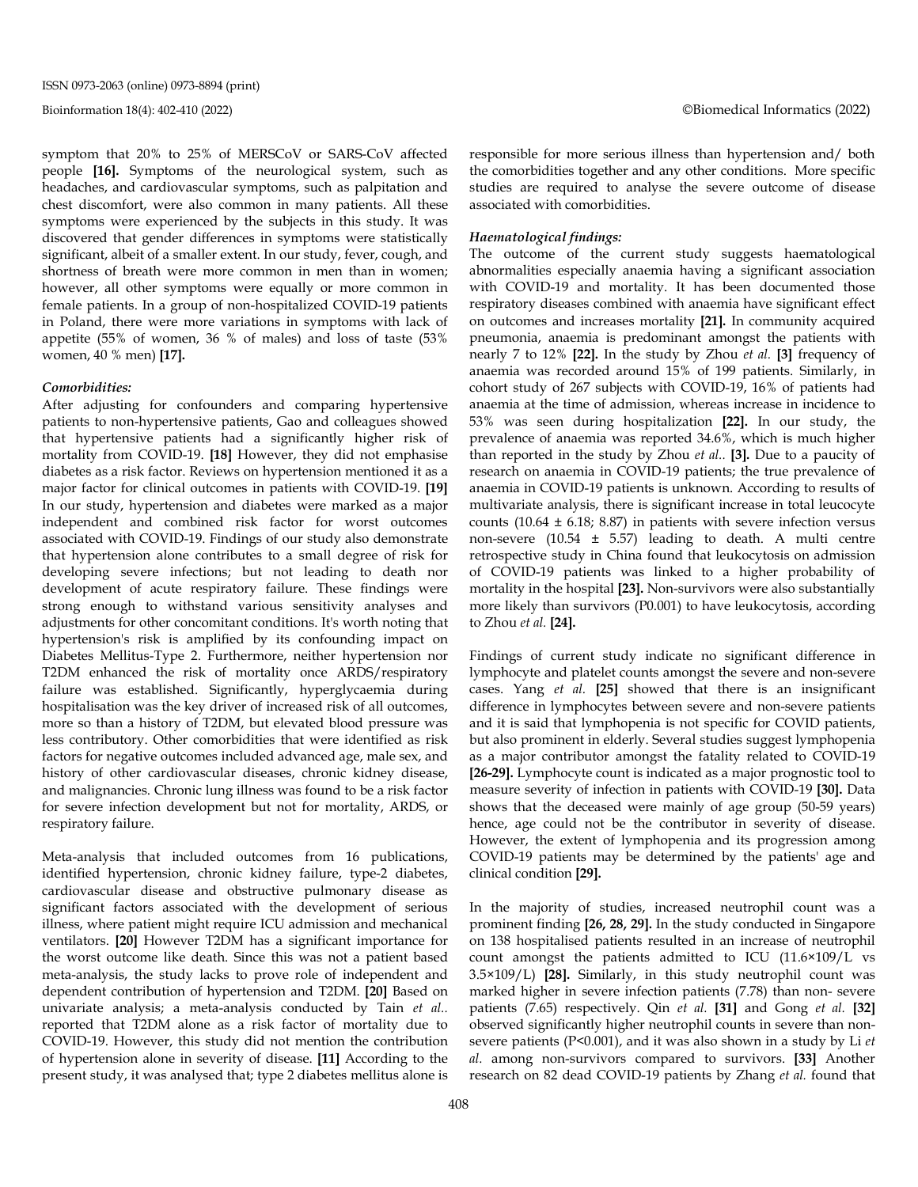symptom that 20% to 25% of MERSCoV or SARS-CoV affected people **[16].** Symptoms of the neurological system, such as headaches, and cardiovascular symptoms, such as palpitation and chest discomfort, were also common in many patients. All these symptoms were experienced by the subjects in this study. It was discovered that gender differences in symptoms were statistically significant, albeit of a smaller extent. In our study, fever, cough, and shortness of breath were more common in men than in women; however, all other symptoms were equally or more common in female patients. In a group of non-hospitalized COVID-19 patients in Poland, there were more variations in symptoms with lack of appetite (55% of women, 36 % of males) and loss of taste (53% women, 40 % men) **[17].**

### *Comorbidities:*

After adjusting for confounders and comparing hypertensive patients to non-hypertensive patients, Gao and colleagues showed that hypertensive patients had a significantly higher risk of mortality from COVID-19. **[18]** However, they did not emphasise diabetes as a risk factor. Reviews on hypertension mentioned it as a major factor for clinical outcomes in patients with COVID-19. **[19]** In our study, hypertension and diabetes were marked as a major independent and combined risk factor for worst outcomes associated with COVID-19. Findings of our study also demonstrate that hypertension alone contributes to a small degree of risk for developing severe infections; but not leading to death nor development of acute respiratory failure. These findings were strong enough to withstand various sensitivity analyses and adjustments for other concomitant conditions. It's worth noting that hypertension's risk is amplified by its confounding impact on Diabetes Mellitus-Type 2. Furthermore, neither hypertension nor T2DM enhanced the risk of mortality once ARDS/respiratory failure was established. Significantly, hyperglycaemia during hospitalisation was the key driver of increased risk of all outcomes, more so than a history of T2DM, but elevated blood pressure was less contributory. Other comorbidities that were identified as risk factors for negative outcomes included advanced age, male sex, and history of other cardiovascular diseases, chronic kidney disease, and malignancies. Chronic lung illness was found to be a risk factor for severe infection development but not for mortality, ARDS, or respiratory failure.

Meta-analysis that included outcomes from 16 publications, identified hypertension, chronic kidney failure, type-2 diabetes, cardiovascular disease and obstructive pulmonary disease as significant factors associated with the development of serious illness, where patient might require ICU admission and mechanical ventilators. **[20]** However T2DM has a significant importance for the worst outcome like death. Since this was not a patient based meta-analysis, the study lacks to prove role of independent and dependent contribution of hypertension and T2DM. **[20]** Based on univariate analysis; a meta-analysis conducted by Tain *et al.*. reported that T2DM alone as a risk factor of mortality due to COVID-19. However, this study did not mention the contribution of hypertension alone in severity of disease. **[11]** According to the present study, it was analysed that; type 2 diabetes mellitus alone is responsible for more serious illness than hypertension and/ both the comorbidities together and any other conditions. More specific studies are required to analyse the severe outcome of disease associated with comorbidities.

### *Haematological findings:*

The outcome of the current study suggests haematological abnormalities especially anaemia having a significant association with COVID-19 and mortality. It has been documented those respiratory diseases combined with anaemia have significant effect on outcomes and increases mortality **[21].** In community acquired pneumonia, anaemia is predominant amongst the patients with nearly 7 to 12% **[22].** In the study by Zhou *et al.* **[3]** frequency of anaemia was recorded around 15% of 199 patients. Similarly, in cohort study of 267 subjects with COVID-19, 16% of patients had anaemia at the time of admission, whereas increase in incidence to 53% was seen during hospitalization **[22].** In our study, the prevalence of anaemia was reported 34.6%, which is much higher than reported in the study by Zhou *et al.*. **[3].** Due to a paucity of research on anaemia in COVID-19 patients; the true prevalence of anaemia in COVID-19 patients is unknown. According to results of multivariate analysis, there is significant increase in total leucocyte counts (10.64 ± 6.18; 8.87) in patients with severe infection versus non-severe (10.54 ± 5.57) leading to death. A multi centre retrospective study in China found that leukocytosis on admission of COVID-19 patients was linked to a higher probability of mortality in the hospital **[23].** Non-survivors were also substantially more likely than survivors (P0.001) to have leukocytosis, according to Zhou *et al.* **[24].**

Findings of current study indicate no significant difference in lymphocyte and platelet counts amongst the severe and non-severe cases. Yang *et al.* **[25]** showed that there is an insignificant difference in lymphocytes between severe and non-severe patients and it is said that lymphopenia is not specific for COVID patients, but also prominent in elderly. Several studies suggest lymphopenia as a major contributor amongst the fatality related to COVID-19 **[26-29].** Lymphocyte count is indicated as a major prognostic tool to measure severity of infection in patients with COVID-19 **[30].** Data shows that the deceased were mainly of age group (50-59 years) hence, age could not be the contributor in severity of disease. However, the extent of lymphopenia and its progression among COVID-19 patients may be determined by the patients' age and clinical condition **[29].**

In the majority of studies, increased neutrophil count was a prominent finding **[26, 28, 29].** In the study conducted in Singapore on 138 hospitalised patients resulted in an increase of neutrophil count amongst the patients admitted to ICU (11.6×109/L vs 3.5×109/L) **[28].** Similarly, in this study neutrophil count was marked higher in severe infection patients (7.78) than non- severe patients (7.65) respectively. Qin *et al.* **[31]** and Gong *et al.* **[32]** observed significantly higher neutrophil counts in severe than non-severe patients (P<0.001), and it was also shown in a study by Li *et al.* among non-survivors compared to survivors. **[33]** Another research on 82 dead COVID-19 patients by Zhang *et al.* found that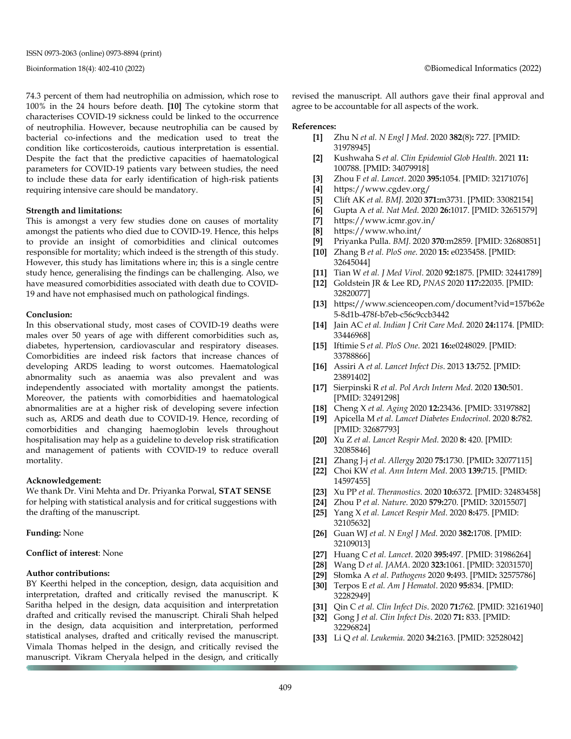74.3 percent of them had neutrophilia on admission, which rose to 100% in the 24 hours before death. **[10]** The cytokine storm that characterises COVID-19 sickness could be linked to the occurrence of neutrophilia. However, because neutrophilia can be caused by bacterial co-infections and the medication used to treat the condition like corticosteroids, cautious interpretation is essential. Despite the fact that the predictive capacities of haematological parameters for COVID-19 patients vary between studies, the need to include these data for early identification of high-risk patients requiring intensive care should be mandatory.

**Strength and limitations:**

This is amongst a very few studies done on causes of mortality amongst the patients who died due to COVID-19. Hence, this helps to provide an insight of comorbidities and clinical outcomes responsible for mortality; which indeed is the strength of this study. However, this study has limitations where in; this is a single centre study hence, generalising the findings can be challenging. Also, we have measured comorbidities associated with death due to COVID-19 and have not emphasised much on pathological findings.

**Conclusion:**

In this observational study, most cases of COVID-19 deaths were males over 50 years of age with different comorbidities such as, diabetes, hypertension, cardiovascular and respiratory diseases. Comorbidities are indeed risk factors that increase chances of developing ARDS leading to worst outcomes. Haematological abnormality such as anaemia was also prevalent and was independently associated with mortality amongst the patients. Moreover, the patients with comorbidities and haematological abnormalities are at a higher risk of developing severe infection such as, ARDS and death due to COVID-19. Hence, recording of comorbidities and changing haemoglobin levels throughout hospitalisation may help as a guideline to develop risk stratification and management of patients with COVID-19 to reduce overall mortality.

**Acknowledgement:**

We thank Dr. Vini Mehta and Dr. Priyanka Porwal, **STAT SENSE** for helping with statistical analysis and for critical suggestions with the drafting of the manuscript.

**Funding:** None

**Conflict of interest**: None

**Author contributions:**

BY Keerthi helped in the conception, design, data acquisition and interpretation, drafted and critically revised the manuscript. K Saritha helped in the design, data acquisition and interpretation drafted and critically revised the manuscript. Chirali Shah helped in the design, data acquisition and interpretation, performed statistical analyses, drafted and critically revised the manuscript. Vimala Thomas helped in the design, and critically revised the manuscript. Vikram Cheryala helped in the design, and critically revised the manuscript. All authors gave their final approval and agree to be accountable for all aspects of the work.

**References:**

- **[1]** Zhu N *et al. N Engl J Med*. 2020 **382**(8)**:** 727. [PMID: 31978945]
- **[2]** Kushwaha S *et al. Clin Epidemiol Glob Health*. 2021 **11:** 100788. [PMID: 34079918]
- **[3]** Zhou F *et al. Lancet*. 2020 **395:**1054. [PMID: 32171076]
- **[4]** https://www.cgdev.org/
- **[5]** Clift AK *et al. BMJ*. 2020 **371:**m3731. [PMID: 33082154]
- **[6]** Gupta A *et al. Nat Med*. 2020 **26:**1017. [PMID: 32651579]
- **[7]** https://www.icmr.gov.in/
- **[8]** https://www.who.int/
- **[9]** Priyanka Pulla. *BMJ*. 2020 **370**:m2859. [PMID: 32680851]
- **[10]** Zhang B *et al. PloS one*. 2020 **15:** e0235458. [PMID: 32645044]
- **[11]** Tian W *et al. J Med Virol*. 2020 **92:**1875. [PMID: 32441789]
- **[12]** Goldstein JR & Lee RD**,** *PNAS* 2020 **117:**22035. [PMID: 32820077]
- **[13]** https://www.scienceopen.com/document?vid=157b62e5-8d1b-478f-b7eb-c56c9ccb3442
- **[14]** Jain AC *et al. Indian J Crit Care Med*. 2020 **24:**1174. [PMID: 33446968]
- **[15]** Iftimie S *et al. PloS One*. 2021 **16:**e0248029. [PMID: 33788866]
- **[16]** Assiri A *et al. Lancet Infect Dis*. 2013 **13:**752. [PMID: 23891402]
- **[17]** Sierpinski R *et al. Pol Arch Intern Med*. 2020 **130:**501. [PMID: 32491298]
- **[18]** Cheng X *et al. Aging* 2020 **12:**23436. [PMID: 33197882]
- **[19]** Apicella M *et al. Lancet Diabetes Endocrinol*. 2020 **8:**782. [PMID: 32687793]
- **[20]** Xu Z *et al. Lancet Respir Med*. 2020 **8:** 420. [PMID: 32085846]
- **[21]** Zhang J-j *et al. Allergy* 2020 **75:**1730. [PMID**:** 32077115]
- **[22]** Choi KW *et al. Ann Intern Med*. 2003 **139:**715. [PMID: 14597455]
- **[23]** Xu PP *et al. Theranostics*. 2020 **10:**6372. [PMID: 32483458]
- **[24]** Zhou P *et al. Nature*. 2020 **579:**270. [PMID: 32015507]
- **[25]** Yang X *et al. Lancet Respir Med*. 2020 **8:**475. [PMID: 32105632]
- **[26]** Guan WJ *et al. N Engl J Med*. 2020 **382:**1708. [PMID: 32109013]
- **[27]** Huang C *et al. Lancet*. 2020 **395:**497. [PMID: 31986264]
- **[28]** Wang D *et al. JAMA*. 2020 **323:**1061. [PMID: 32031570]
- **[29]** Słomka A *et al. Pathogens* 2020 **9:**493. [PMID**:** 32575786]
- **[30]** Terpos E *et al. Am J Hematol*. 2020 **95:**834. [PMID: 32282949]
- **[31]** Qin C *et al. Clin Infect Dis*. 2020 **71:**762. [PMID: 32161940]
- **[32]** Gong J *et al. Clin Infect Dis*. 2020 **71:** 833. [PMID: 32296824]
- **[33]** Li Q *et al. Leukemia*. 2020 **34:**2163. [PMID: 32528042]